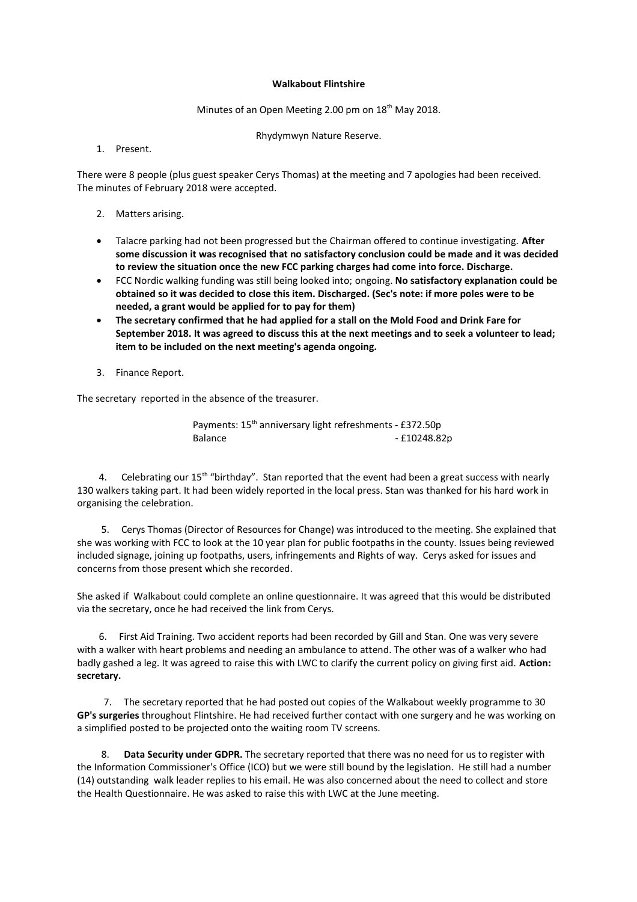**Walkabout Flintshire**

Minutes of an Open Meeting 2.00 pm on 18th May 2018.

Rhydymwyn Nature Reserve.

1. Present.

There were 8 people (plus guest speaker Cerys Thomas) at the meeting and 7 apologies had been received. The minutes of February 2018 were accepted.

2. Matters arising.

- Talacre parking had not been progressed but the Chairman offered to continue investigating. **After some discussion it was recognised that no satisfactory conclusion could be made and it was decided to review the situation once the new FCC parking charges had come into force. Discharge.**
- FCC Nordic walking funding was still being looked into; ongoing. **No satisfactory explanation could be obtained so it was decided to close this item. Discharged. (Sec's note: if more poles were to be needed, a grant would be applied for to pay for them)**
- **The secretary confirmed that he had applied for a stall on the Mold Food and Drink Fare for September 2018. It was agreed to discuss this at the next meetings and to seek a volunteer to lead; item to be included on the next meeting's agenda ongoing.**

3. Finance Report.

The secretary reported in the absence of the treasurer.

Payments: 15th anniversary light refreshments - £372.50p
Balance - £10248.82p

4. Celebrating our 15th "birthday". Stan reported that the event had been a great success with nearly 130 walkers taking part. It had been widely reported in the local press. Stan was thanked for his hard work in organising the celebration.

5. Cerys Thomas (Director of Resources for Change) was introduced to the meeting. She explained that she was working with FCC to look at the 10 year plan for public footpaths in the county. Issues being reviewed included signage, joining up footpaths, users, infringements and Rights of way. Cerys asked for issues and concerns from those present which she recorded.

She asked if Walkabout could complete an online questionnaire. It was agreed that this would be distributed via the secretary, once he had received the link from Cerys.

6. First Aid Training. Two accident reports had been recorded by Gill and Stan. One was very severe with a walker with heart problems and needing an ambulance to attend. The other was of a walker who had badly gashed a leg. It was agreed to raise this with LWC to clarify the current policy on giving first aid. **Action: secretary.**

7. The secretary reported that he had posted out copies of the Walkabout weekly programme to 30 **GP's surgeries** throughout Flintshire. He had received further contact with one surgery and he was working on a simplified posted to be projected onto the waiting room TV screens.

8. **Data Security under GDPR.** The secretary reported that there was no need for us to register with the Information Commissioner's Office (ICO) but we were still bound by the legislation. He still had a number (14) outstanding walk leader replies to his email. He was also concerned about the need to collect and store the Health Questionnaire. He was asked to raise this with LWC at the June meeting.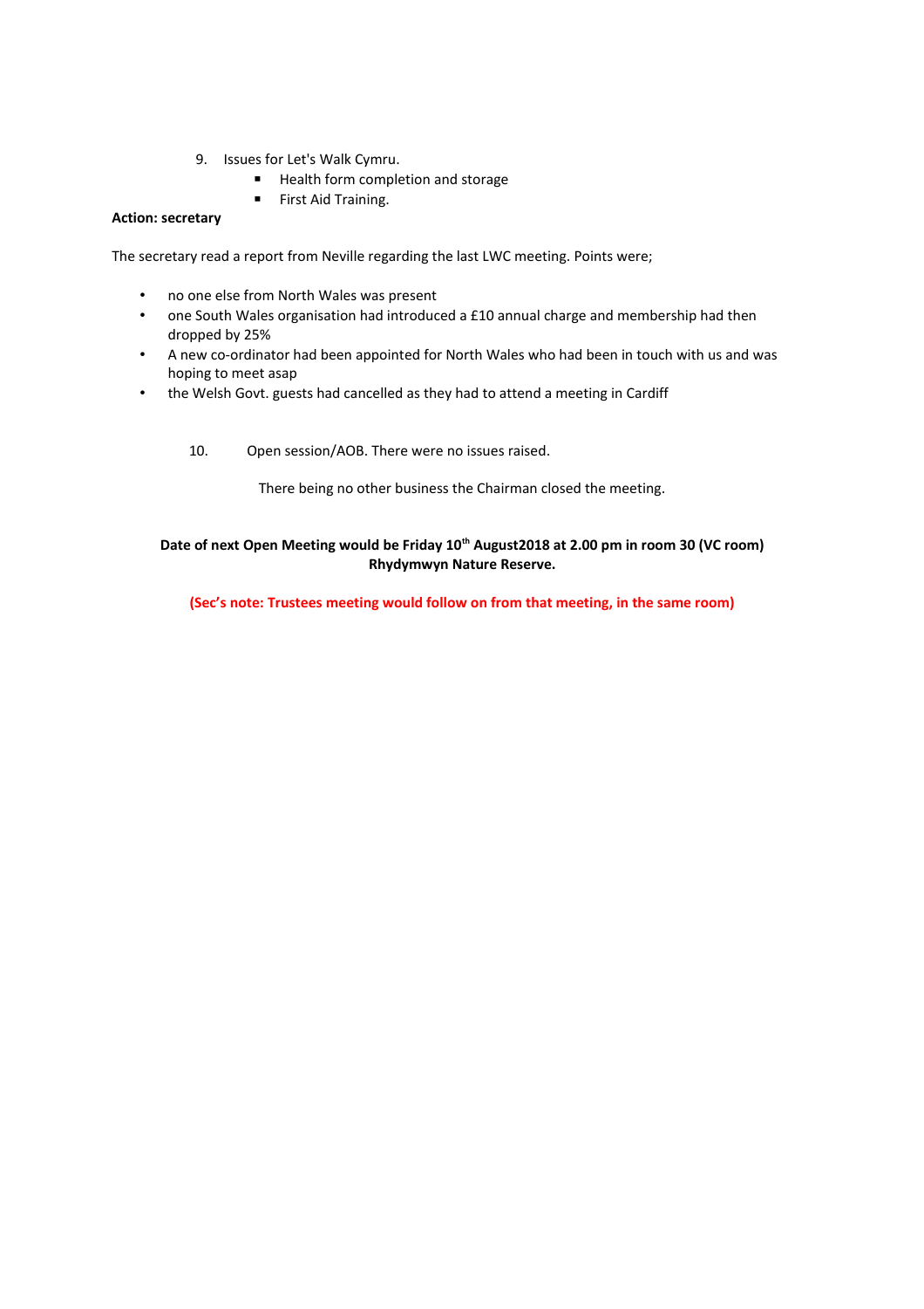9. Issues for Let's Walk Cymru.
    - Health form completion and storage
    - First Aid Training.

**Action: secretary**

The secretary read a report from Neville regarding the last LWC meeting. Points were;

- no one else from North Wales was present
- one South Wales organisation had introduced a £10 annual charge and membership had then dropped by 25%
- A new co-ordinator had been appointed for North Wales who had been in touch with us and was hoping to meet asap
- the Welsh Govt. guests had cancelled as they had to attend a meeting in Cardiff

10. Open session/AOB. There were no issues raised.

There being no other business the Chairman closed the meeting.

**Date of next Open Meeting would be Friday 10th August2018 at 2.00 pm in room 30 (VC room) Rhydymwyn Nature Reserve.**

**(Sec's note: Trustees meeting would follow on from that meeting, in the same room)**